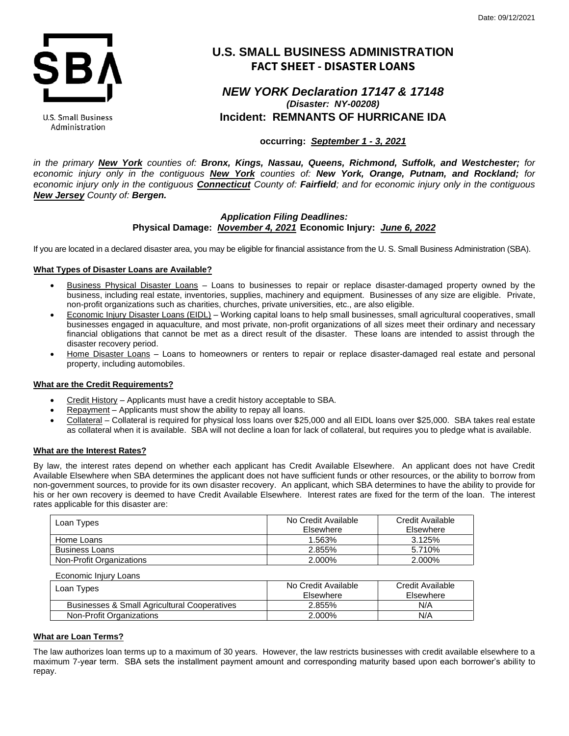Date: 09/12/2021

U.S. Small Business Administration

# U.S. SMALL BUSINESS ADMINISTRATION
## FACT SHEET - DISASTER LOANS

### *NEW YORK Declaration 17147 & 17148*
***(Disaster: NY-00208)***
### Incident: REMNANTS OF HURRICANE IDA

**occurring: *September 1 - 3, 2021***

*in the primary **New York** counties of: **Bronx, Kings, Nassau, Queens, Richmond, Suffolk, and Westchester;** for economic injury only in the contiguous **New York** counties of: **New York, Orange, Putnam, and Rockland;** for economic injury only in the contiguous **Connecticut** County of: **Fairfield**; and for economic injury only in the contiguous **New Jersey** County of: **Bergen.***

***Application Filing Deadlines:***
**Physical Damage: *November 4, 2021* Economic Injury: *June 6, 2022***

If you are located in a declared disaster area, you may be eligible for financial assistance from the U. S. Small Business Administration (SBA).

**What Types of Disaster Loans are Available?**

- Business Physical Disaster Loans – Loans to businesses to repair or replace disaster-damaged property owned by the business, including real estate, inventories, supplies, machinery and equipment. Businesses of any size are eligible. Private, non-profit organizations such as charities, churches, private universities, etc., are also eligible.
- Economic Injury Disaster Loans (EIDL) – Working capital loans to help small businesses, small agricultural cooperatives, small businesses engaged in aquaculture, and most private, non-profit organizations of all sizes meet their ordinary and necessary financial obligations that cannot be met as a direct result of the disaster. These loans are intended to assist through the disaster recovery period.
- Home Disaster Loans – Loans to homeowners or renters to repair or replace disaster-damaged real estate and personal property, including automobiles.

**What are the Credit Requirements?**

- Credit History – Applicants must have a credit history acceptable to SBA.
- Repayment – Applicants must show the ability to repay all loans.
- Collateral – Collateral is required for physical loss loans over $25,000 and all EIDL loans over $25,000. SBA takes real estate as collateral when it is available. SBA will not decline a loan for lack of collateral, but requires you to pledge what is available.

**What are the Interest Rates?**

By law, the interest rates depend on whether each applicant has Credit Available Elsewhere. An applicant does not have Credit Available Elsewhere when SBA determines the applicant does not have sufficient funds or other resources, or the ability to borrow from non-government sources, to provide for its own disaster recovery. An applicant, which SBA determines to have the ability to provide for his or her own recovery is deemed to have Credit Available Elsewhere. Interest rates are fixed for the term of the loan. The interest rates applicable for this disaster are:

| Loan Types | No Credit Available Elsewhere | Credit Available Elsewhere |
|---|---|---|
| Home Loans | 1.563% | 3.125% |
| Business Loans | 2.855% | 5.710% |
| Non-Profit Organizations | 2.000% | 2.000% |

Economic Injury Loans

| Loan Types | No Credit Available Elsewhere | Credit Available Elsewhere |
|---|---|---|
| Businesses & Small Agricultural Cooperatives | 2.855% | N/A |
| Non-Profit Organizations | 2.000% | N/A |

**What are Loan Terms?**

The law authorizes loan terms up to a maximum of 30 years. However, the law restricts businesses with credit available elsewhere to a maximum 7-year term. SBA sets the installment payment amount and corresponding maturity based upon each borrower's ability to repay.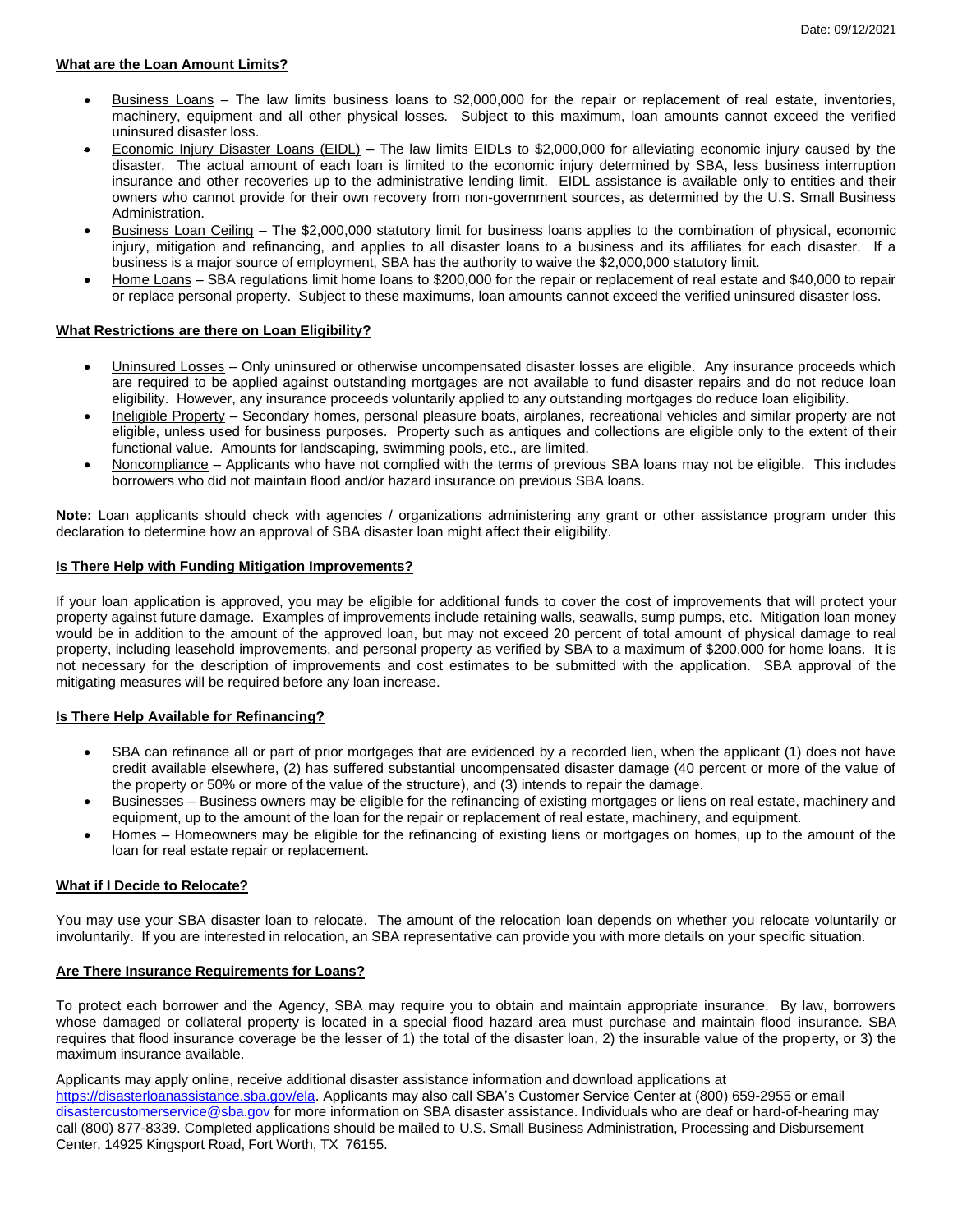Date: 09/12/2021

**What are the Loan Amount Limits?**

- Business Loans – The law limits business loans to $2,000,000 for the repair or replacement of real estate, inventories, machinery, equipment and all other physical losses. Subject to this maximum, loan amounts cannot exceed the verified uninsured disaster loss.
- Economic Injury Disaster Loans (EIDL) – The law limits EIDLs to $2,000,000 for alleviating economic injury caused by the disaster. The actual amount of each loan is limited to the economic injury determined by SBA, less business interruption insurance and other recoveries up to the administrative lending limit. EIDL assistance is available only to entities and their owners who cannot provide for their own recovery from non-government sources, as determined by the U.S. Small Business Administration.
- Business Loan Ceiling – The $2,000,000 statutory limit for business loans applies to the combination of physical, economic injury, mitigation and refinancing, and applies to all disaster loans to a business and its affiliates for each disaster. If a business is a major source of employment, SBA has the authority to waive the $2,000,000 statutory limit.
- Home Loans – SBA regulations limit home loans to $200,000 for the repair or replacement of real estate and $40,000 to repair or replace personal property. Subject to these maximums, loan amounts cannot exceed the verified uninsured disaster loss.

**What Restrictions are there on Loan Eligibility?**

- Uninsured Losses – Only uninsured or otherwise uncompensated disaster losses are eligible. Any insurance proceeds which are required to be applied against outstanding mortgages are not available to fund disaster repairs and do not reduce loan eligibility. However, any insurance proceeds voluntarily applied to any outstanding mortgages do reduce loan eligibility.
- Ineligible Property – Secondary homes, personal pleasure boats, airplanes, recreational vehicles and similar property are not eligible, unless used for business purposes. Property such as antiques and collections are eligible only to the extent of their functional value. Amounts for landscaping, swimming pools, etc., are limited.
- Noncompliance – Applicants who have not complied with the terms of previous SBA loans may not be eligible. This includes borrowers who did not maintain flood and/or hazard insurance on previous SBA loans.

**Note:** Loan applicants should check with agencies / organizations administering any grant or other assistance program under this declaration to determine how an approval of SBA disaster loan might affect their eligibility.

**Is There Help with Funding Mitigation Improvements?**

If your loan application is approved, you may be eligible for additional funds to cover the cost of improvements that will protect your property against future damage. Examples of improvements include retaining walls, seawalls, sump pumps, etc. Mitigation loan money would be in addition to the amount of the approved loan, but may not exceed 20 percent of total amount of physical damage to real property, including leasehold improvements, and personal property as verified by SBA to a maximum of $200,000 for home loans. It is not necessary for the description of improvements and cost estimates to be submitted with the application. SBA approval of the mitigating measures will be required before any loan increase.

**Is There Help Available for Refinancing?**

- SBA can refinance all or part of prior mortgages that are evidenced by a recorded lien, when the applicant (1) does not have credit available elsewhere, (2) has suffered substantial uncompensated disaster damage (40 percent or more of the value of the property or 50% or more of the value of the structure), and (3) intends to repair the damage.
- Businesses – Business owners may be eligible for the refinancing of existing mortgages or liens on real estate, machinery and equipment, up to the amount of the loan for the repair or replacement of real estate, machinery, and equipment.
- Homes – Homeowners may be eligible for the refinancing of existing liens or mortgages on homes, up to the amount of the loan for real estate repair or replacement.

**What if I Decide to Relocate?**

You may use your SBA disaster loan to relocate. The amount of the relocation loan depends on whether you relocate voluntarily or involuntarily. If you are interested in relocation, an SBA representative can provide you with more details on your specific situation.

**Are There Insurance Requirements for Loans?**

To protect each borrower and the Agency, SBA may require you to obtain and maintain appropriate insurance. By law, borrowers whose damaged or collateral property is located in a special flood hazard area must purchase and maintain flood insurance. SBA requires that flood insurance coverage be the lesser of 1) the total of the disaster loan, 2) the insurable value of the property, or 3) the maximum insurance available.

Applicants may apply online, receive additional disaster assistance information and download applications at https://disasterloanassistance.sba.gov/ela. Applicants may also call SBA's Customer Service Center at (800) 659-2955 or email disastercustomerservice@sba.gov for more information on SBA disaster assistance. Individuals who are deaf or hard-of-hearing may call (800) 877-8339. Completed applications should be mailed to U.S. Small Business Administration, Processing and Disbursement Center, 14925 Kingsport Road, Fort Worth, TX 76155.